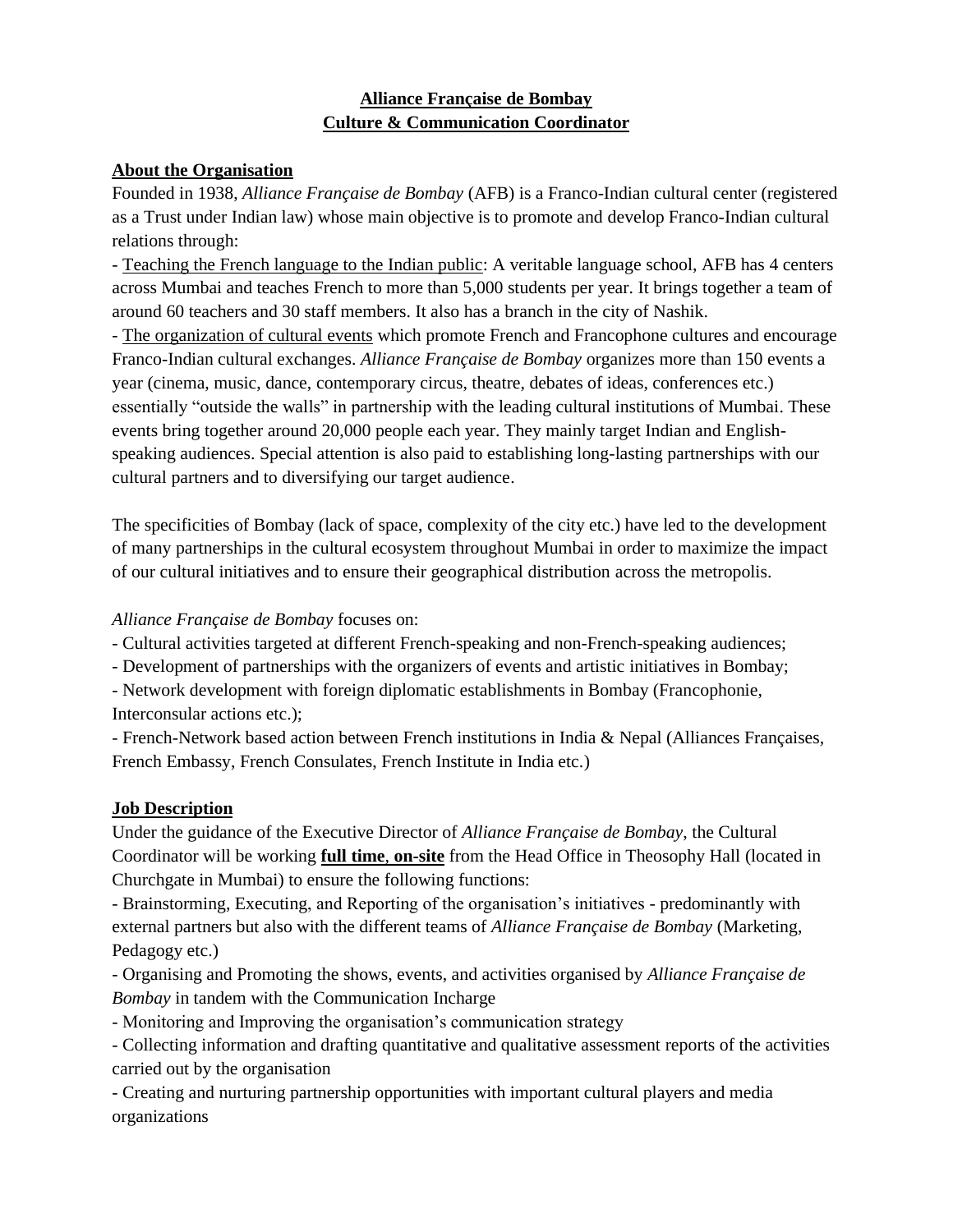# Alliance Française de Bombay
# Culture & Communication Coordinator

## About the Organisation

Founded in 1938, *Alliance Française de Bombay* (AFB) is a Franco-Indian cultural center (registered as a Trust under Indian law) whose main objective is to promote and develop Franco-Indian cultural relations through:

- Teaching the French language to the Indian public: A veritable language school, AFB has 4 centers across Mumbai and teaches French to more than 5,000 students per year. It brings together a team of around 60 teachers and 30 staff members. It also has a branch in the city of Nashik.
- The organization of cultural events which promote French and Francophone cultures and encourage Franco-Indian cultural exchanges. *Alliance Française de Bombay* organizes more than 150 events a year (cinema, music, dance, contemporary circus, theatre, debates of ideas, conferences etc.) essentially "outside the walls" in partnership with the leading cultural institutions of Mumbai. These events bring together around 20,000 people each year. They mainly target Indian and English-speaking audiences. Special attention is also paid to establishing long-lasting partnerships with our cultural partners and to diversifying our target audience.

The specificities of Bombay (lack of space, complexity of the city etc.) have led to the development of many partnerships in the cultural ecosystem throughout Mumbai in order to maximize the impact of our cultural initiatives and to ensure their geographical distribution across the metropolis.

*Alliance Française de Bombay* focuses on:

- Cultural activities targeted at different French-speaking and non-French-speaking audiences;
- Development of partnerships with the organizers of events and artistic initiatives in Bombay;
- Network development with foreign diplomatic establishments in Bombay (Francophonie, Interconsular actions etc.);
- French-Network based action between French institutions in India & Nepal (Alliances Françaises, French Embassy, French Consulates, French Institute in India etc.)

## Job Description

Under the guidance of the Executive Director of *Alliance Française de Bombay*, the Cultural Coordinator will be working **full time**, **on-site** from the Head Office in Theosophy Hall (located in Churchgate in Mumbai) to ensure the following functions:

- Brainstorming, Executing, and Reporting of the organisation's initiatives - predominantly with external partners but also with the different teams of *Alliance Française de Bombay* (Marketing, Pedagogy etc.)
- Organising and Promoting the shows, events, and activities organised by *Alliance Française de Bombay* in tandem with the Communication Incharge
- Monitoring and Improving the organisation's communication strategy
- Collecting information and drafting quantitative and qualitative assessment reports of the activities carried out by the organisation
- Creating and nurturing partnership opportunities with important cultural players and media organizations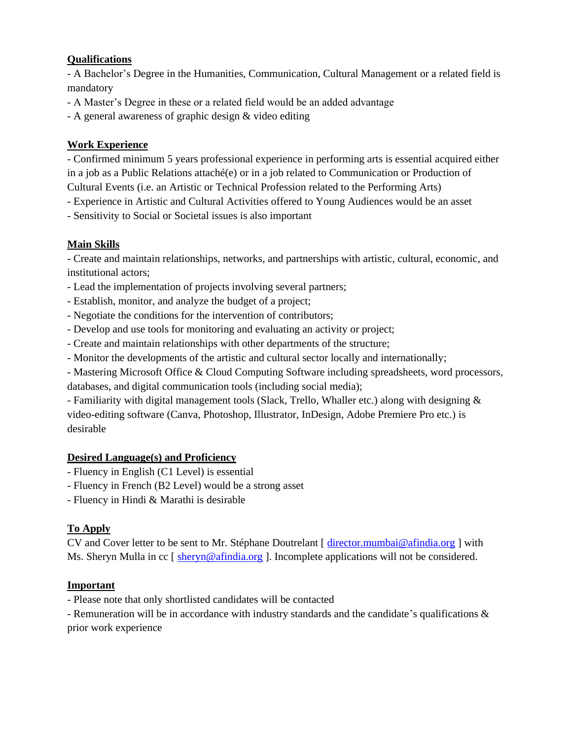## Qualifications

- A Bachelor's Degree in the Humanities, Communication, Cultural Management or a related field is mandatory
- A Master's Degree in these or a related field would be an added advantage
- A general awareness of graphic design & video editing

## Work Experience

- Confirmed minimum 5 years professional experience in performing arts is essential acquired either in a job as a Public Relations attaché(e) or in a job related to Communication or Production of Cultural Events (i.e. an Artistic or Technical Profession related to the Performing Arts)
- Experience in Artistic and Cultural Activities offered to Young Audiences would be an asset
- Sensitivity to Social or Societal issues is also important

## Main Skills

- Create and maintain relationships, networks, and partnerships with artistic, cultural, economic, and institutional actors;
- Lead the implementation of projects involving several partners;
- Establish, monitor, and analyze the budget of a project;
- Negotiate the conditions for the intervention of contributors;
- Develop and use tools for monitoring and evaluating an activity or project;
- Create and maintain relationships with other departments of the structure;
- Monitor the developments of the artistic and cultural sector locally and internationally;
- Mastering Microsoft Office & Cloud Computing Software including spreadsheets, word processors, databases, and digital communication tools (including social media);
- Familiarity with digital management tools (Slack, Trello, Whaller etc.) along with designing & video-editing software (Canva, Photoshop, Illustrator, InDesign, Adobe Premiere Pro etc.) is desirable

## Desired Language(s) and Proficiency

- Fluency in English (C1 Level) is essential
- Fluency in French (B2 Level) would be a strong asset
- Fluency in Hindi & Marathi is desirable

## To Apply

CV and Cover letter to be sent to Mr. Stéphane Doutrelant [ director.mumbai@afindia.org ] with Ms. Sheryn Mulla in cc [ sheryn@afindia.org ]. Incomplete applications will not be considered.

## Important

- Please note that only shortlisted candidates will be contacted
- Remuneration will be in accordance with industry standards and the candidate's qualifications & prior work experience